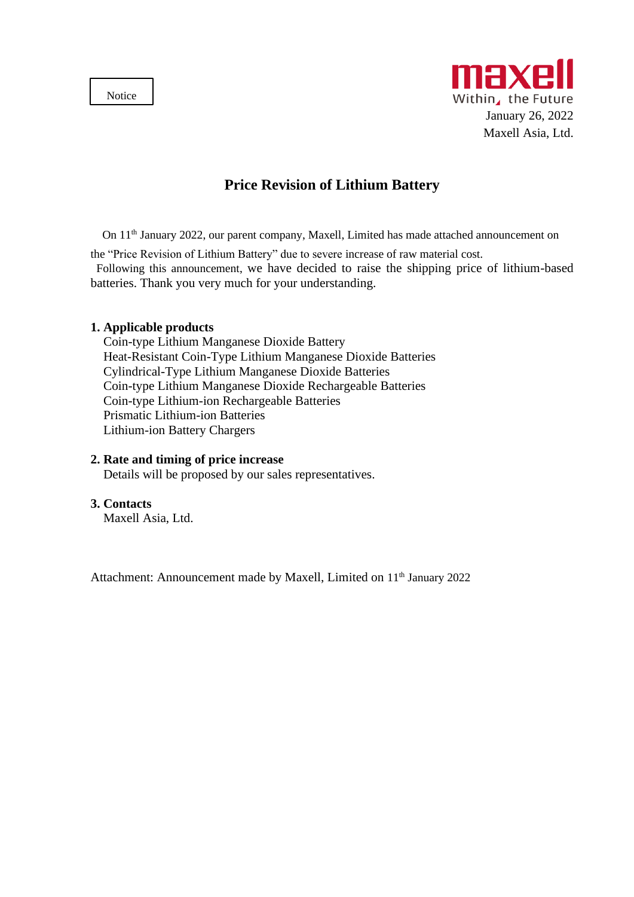Notice

maxell
Within, the Future

January 26, 2022
Maxell Asia, Ltd.

# Price Revision of Lithium Battery

On 11th January 2022, our parent company, Maxell, Limited has made attached announcement on the "Price Revision of Lithium Battery" due to severe increase of raw material cost.

Following this announcement, we have decided to raise the shipping price of lithium-based batteries. Thank you very much for your understanding.

**1. Applicable products**

Coin-type Lithium Manganese Dioxide Battery
Heat-Resistant Coin-Type Lithium Manganese Dioxide Batteries
Cylindrical-Type Lithium Manganese Dioxide Batteries
Coin-type Lithium Manganese Dioxide Rechargeable Batteries
Coin-type Lithium-ion Rechargeable Batteries
Prismatic Lithium-ion Batteries
Lithium-ion Battery Chargers

**2. Rate and timing of price increase**

Details will be proposed by our sales representatives.

**3. Contacts**

Maxell Asia, Ltd.

Attachment: Announcement made by Maxell, Limited on 11th January 2022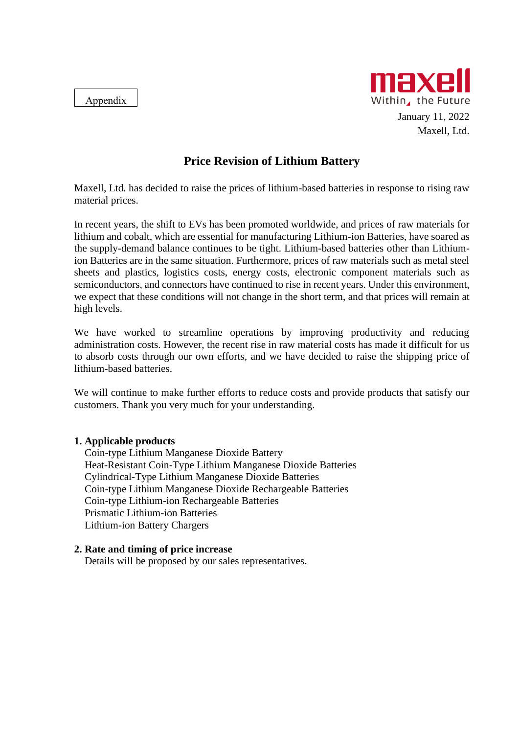Appendix

maxell
Within, the Future

January 11, 2022
Maxell, Ltd.

# Price Revision of Lithium Battery

Maxell, Ltd. has decided to raise the prices of lithium-based batteries in response to rising raw material prices.

In recent years, the shift to EVs has been promoted worldwide, and prices of raw materials for lithium and cobalt, which are essential for manufacturing Lithium-ion Batteries, have soared as the supply-demand balance continues to be tight. Lithium-based batteries other than Lithium-ion Batteries are in the same situation. Furthermore, prices of raw materials such as metal steel sheets and plastics, logistics costs, energy costs, electronic component materials such as semiconductors, and connectors have continued to rise in recent years. Under this environment, we expect that these conditions will not change in the short term, and that prices will remain at high levels.

We have worked to streamline operations by improving productivity and reducing administration costs. However, the recent rise in raw material costs has made it difficult for us to absorb costs through our own efforts, and we have decided to raise the shipping price of lithium-based batteries.

We will continue to make further efforts to reduce costs and provide products that satisfy our customers. Thank you very much for your understanding.

**1. Applicable products**

Coin-type Lithium Manganese Dioxide Battery
Heat-Resistant Coin-Type Lithium Manganese Dioxide Batteries
Cylindrical-Type Lithium Manganese Dioxide Batteries
Coin-type Lithium Manganese Dioxide Rechargeable Batteries
Coin-type Lithium-ion Rechargeable Batteries
Prismatic Lithium-ion Batteries
Lithium-ion Battery Chargers

**2. Rate and timing of price increase**

Details will be proposed by our sales representatives.